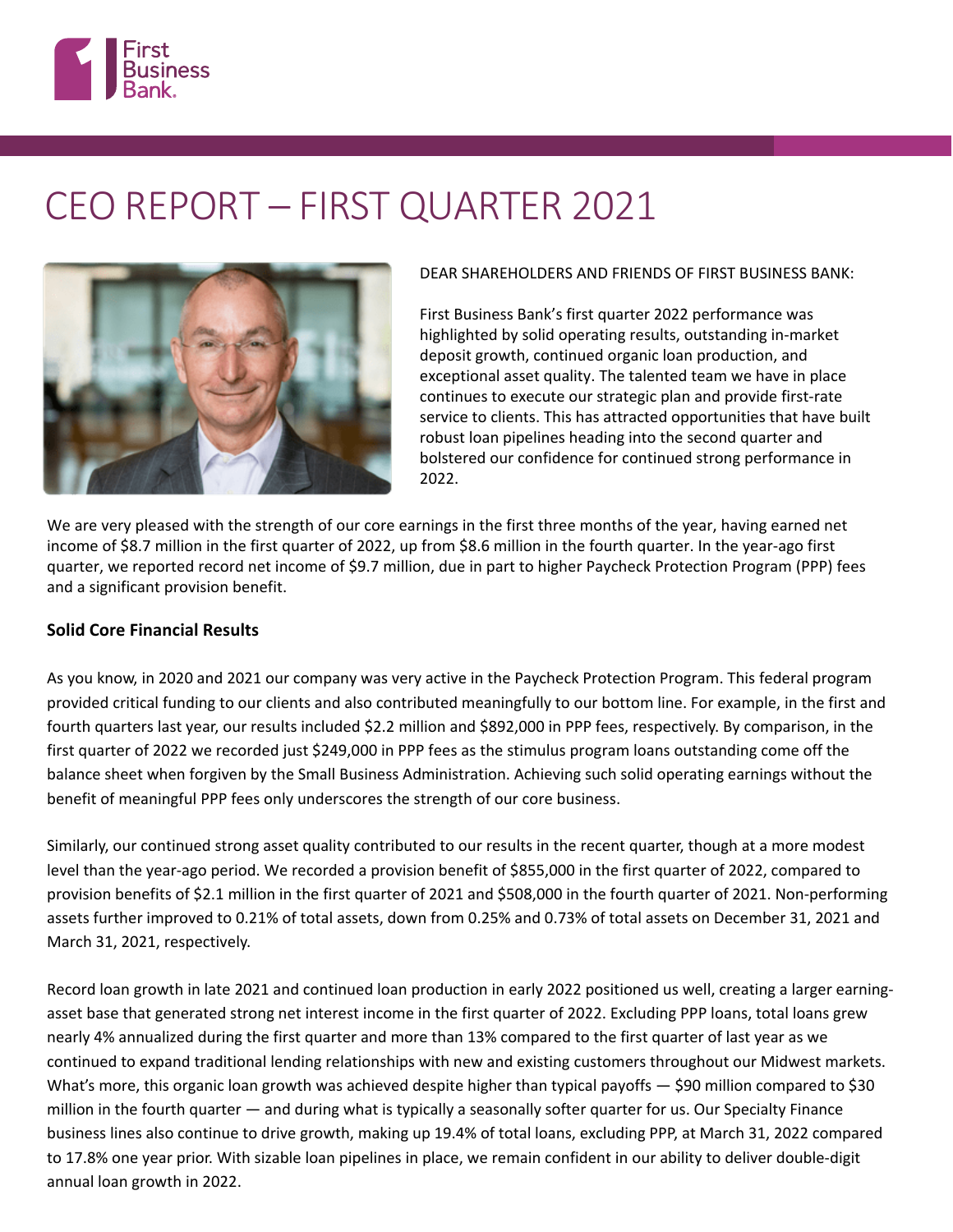# CEO REPORT – FIRST QUARTER 2021

DEAR SHAREHOLDERS AND FRIENDS OF FIRST BUSINESS BANK:

First Business Bank's first quarter 2022 performance was highlighted by solid operating results, outstanding in-market deposit growth, continued organic loan production, and exceptional asset quality. The talented team we have in place continues to execute our strategic plan and provide first-rate service to clients. This has attracted opportunities that have built robust loan pipelines heading into the second quarter and bolstered our confidence for continued strong performance in 2022.

We are very pleased with the strength of our core earnings in the first three months of the year, having earned net income of $8.7 million in the first quarter of 2022, up from $8.6 million in the fourth quarter. In the year-ago first quarter, we reported record net income of $9.7 million, due in part to higher Paycheck Protection Program (PPP) fees and a significant provision benefit.

**Solid Core Financial Results**

As you know, in 2020 and 2021 our company was very active in the Paycheck Protection Program. This federal program provided critical funding to our clients and also contributed meaningfully to our bottom line. For example, in the first and fourth quarters last year, our results included $2.2 million and $892,000 in PPP fees, respectively. By comparison, in the first quarter of 2022 we recorded just $249,000 in PPP fees as the stimulus program loans outstanding come off the balance sheet when forgiven by the Small Business Administration. Achieving such solid operating earnings without the benefit of meaningful PPP fees only underscores the strength of our core business.

Similarly, our continued strong asset quality contributed to our results in the recent quarter, though at a more modest level than the year-ago period. We recorded a provision benefit of $855,000 in the first quarter of 2022, compared to provision benefits of $2.1 million in the first quarter of 2021 and $508,000 in the fourth quarter of 2021. Non-performing assets further improved to 0.21% of total assets, down from 0.25% and 0.73% of total assets on December 31, 2021 and March 31, 2021, respectively.

Record loan growth in late 2021 and continued loan production in early 2022 positioned us well, creating a larger earning-asset base that generated strong net interest income in the first quarter of 2022. Excluding PPP loans, total loans grew nearly 4% annualized during the first quarter and more than 13% compared to the first quarter of last year as we continued to expand traditional lending relationships with new and existing customers throughout our Midwest markets. What's more, this organic loan growth was achieved despite higher than typical payoffs — $90 million compared to $30 million in the fourth quarter — and during what is typically a seasonally softer quarter for us. Our Specialty Finance business lines also continue to drive growth, making up 19.4% of total loans, excluding PPP, at March 31, 2022 compared to 17.8% one year prior. With sizable loan pipelines in place, we remain confident in our ability to deliver double-digit annual loan growth in 2022.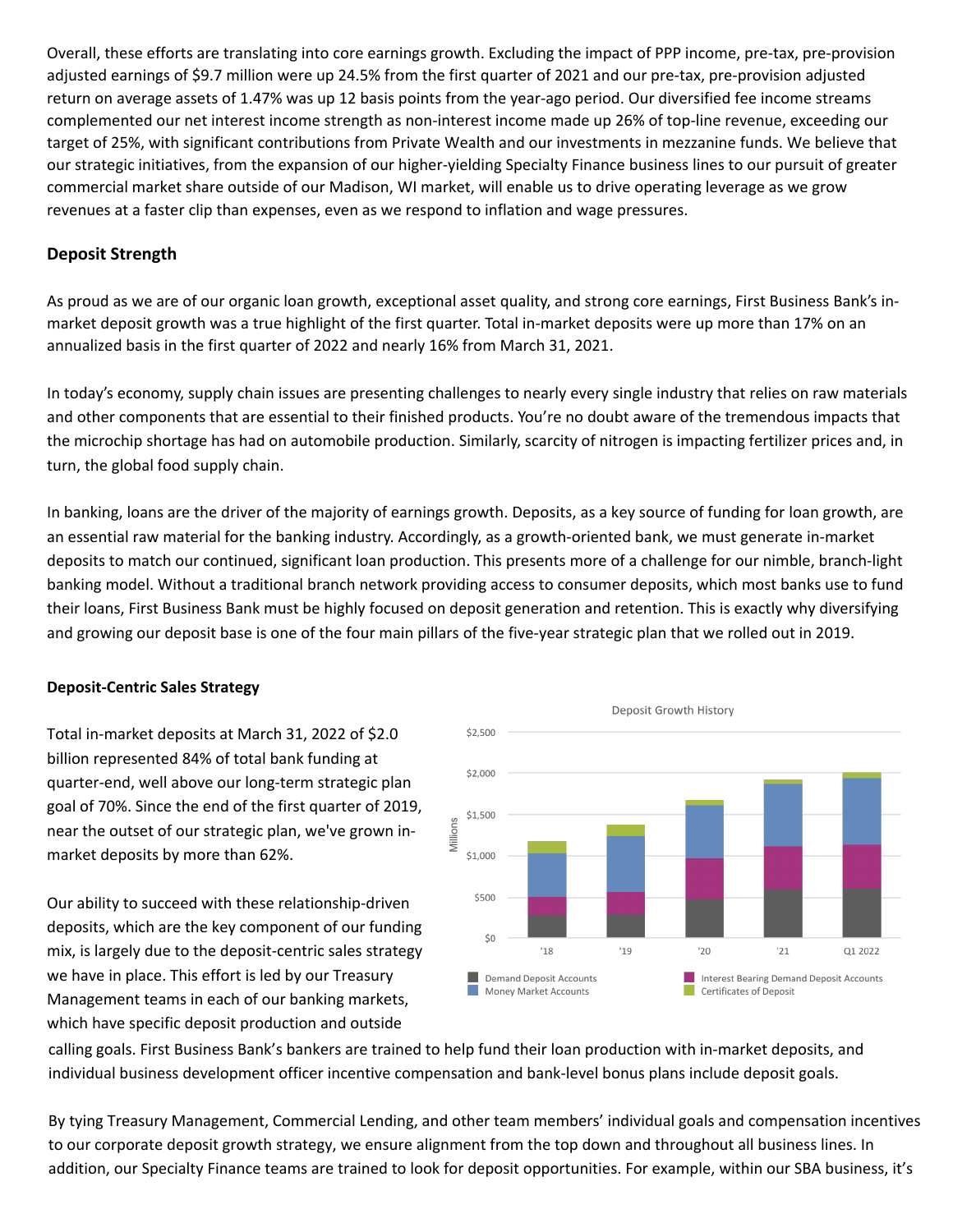Overall, these efforts are translating into core earnings growth. Excluding the impact of PPP income, pre-tax, pre-provision adjusted earnings of $9.7 million were up 24.5% from the first quarter of 2021 and our pre-tax, pre-provision adjusted return on average assets of 1.47% was up 12 basis points from the year-ago period. Our diversified fee income streams complemented our net interest income strength as non-interest income made up 26% of top-line revenue, exceeding our target of 25%, with significant contributions from Private Wealth and our investments in mezzanine funds. We believe that our strategic initiatives, from the expansion of our higher-yielding Specialty Finance business lines to our pursuit of greater commercial market share outside of our Madison, WI market, will enable us to drive operating leverage as we grow revenues at a faster clip than expenses, even as we respond to inflation and wage pressures.

## Deposit Strength

As proud as we are of our organic loan growth, exceptional asset quality, and strong core earnings, First Business Bank's in-market deposit growth was a true highlight of the first quarter. Total in-market deposits were up more than 17% on an annualized basis in the first quarter of 2022 and nearly 16% from March 31, 2021.

In today's economy, supply chain issues are presenting challenges to nearly every single industry that relies on raw materials and other components that are essential to their finished products. You're no doubt aware of the tremendous impacts that the microchip shortage has had on automobile production. Similarly, scarcity of nitrogen is impacting fertilizer prices and, in turn, the global food supply chain.

In banking, loans are the driver of the majority of earnings growth. Deposits, as a key source of funding for loan growth, are an essential raw material for the banking industry. Accordingly, as a growth-oriented bank, we must generate in-market deposits to match our continued, significant loan production. This presents more of a challenge for our nimble, branch-light banking model. Without a traditional branch network providing access to consumer deposits, which most banks use to fund their loans, First Business Bank must be highly focused on deposit generation and retention. This is exactly why diversifying and growing our deposit base is one of the four main pillars of the five-year strategic plan that we rolled out in 2019.

### Deposit-Centric Sales Strategy

Total in-market deposits at March 31, 2022 of $2.0 billion represented 84% of total bank funding at quarter-end, well above our long-term strategic plan goal of 70%. Since the end of the first quarter of 2019, near the outset of our strategic plan, we've grown in-market deposits by more than 62%.

Our ability to succeed with these relationship-driven deposits, which are the key component of our funding mix, is largely due to the deposit-centric sales strategy we have in place. This effort is led by our Treasury Management teams in each of our banking markets, which have specific deposit production and outside calling goals. First Business Bank's bankers are trained to help fund their loan production with in-market deposits, and individual business development officer incentive compensation and bank-level bonus plans include deposit goals.

Deposit Growth History

By tying Treasury Management, Commercial Lending, and other team members' individual goals and compensation incentives to our corporate deposit growth strategy, we ensure alignment from the top down and throughout all business lines. In addition, our Specialty Finance teams are trained to look for deposit opportunities. For example, within our SBA business, it's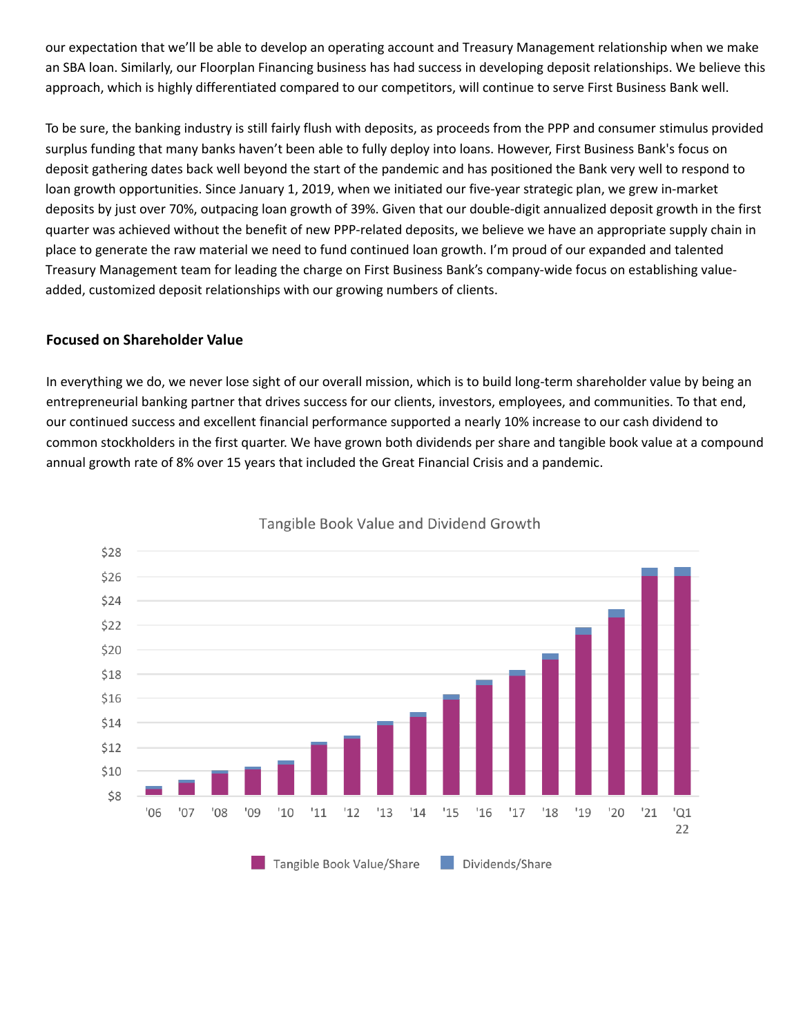our expectation that we'll be able to develop an operating account and Treasury Management relationship when we make an SBA loan. Similarly, our Floorplan Financing business has had success in developing deposit relationships. We believe this approach, which is highly differentiated compared to our competitors, will continue to serve First Business Bank well.

To be sure, the banking industry is still fairly flush with deposits, as proceeds from the PPP and consumer stimulus provided surplus funding that many banks haven't been able to fully deploy into loans. However, First Business Bank's focus on deposit gathering dates back well beyond the start of the pandemic and has positioned the Bank very well to respond to loan growth opportunities. Since January 1, 2019, when we initiated our five-year strategic plan, we grew in-market deposits by just over 70%, outpacing loan growth of 39%. Given that our double-digit annualized deposit growth in the first quarter was achieved without the benefit of new PPP-related deposits, we believe we have an appropriate supply chain in place to generate the raw material we need to fund continued loan growth. I'm proud of our expanded and talented Treasury Management team for leading the charge on First Business Bank's company-wide focus on establishing value-added, customized deposit relationships with our growing numbers of clients.

### Focused on Shareholder Value

In everything we do, we never lose sight of our overall mission, which is to build long-term shareholder value by being an entrepreneurial banking partner that drives success for our clients, investors, employees, and communities. To that end, our continued success and excellent financial performance supported a nearly 10% increase to our cash dividend to common stockholders in the first quarter. We have grown both dividends per share and tangible book value at a compound annual growth rate of 8% over 15 years that included the Great Financial Crisis and a pandemic.

Tangible Book Value and Dividend Growth

Legend: Tangible Book Value/Share, Dividends/Share

Years: '06, '07, '08, '09, '10, '11, '12, '13, '14, '15, '16, '17, '18, '19, '20, '21, 'Q1 22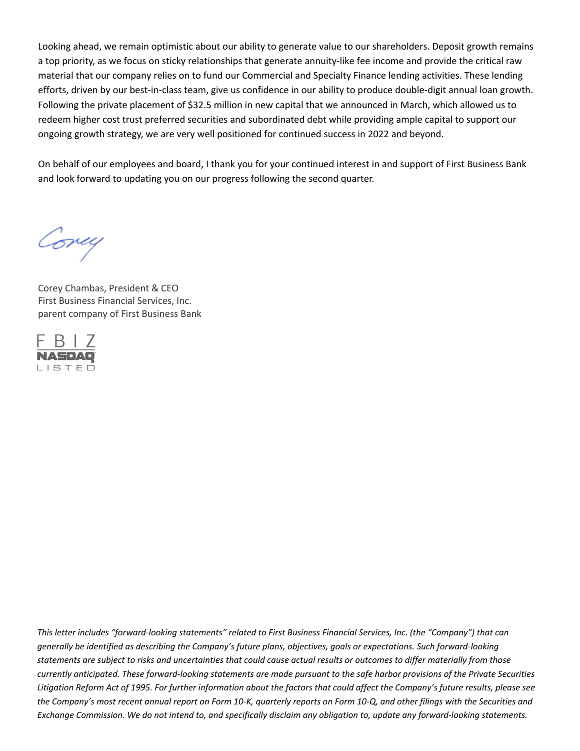Looking ahead, we remain optimistic about our ability to generate value to our shareholders. Deposit growth remains a top priority, as we focus on sticky relationships that generate annuity-like fee income and provide the critical raw material that our company relies on to fund our Commercial and Specialty Finance lending activities. These lending efforts, driven by our best-in-class team, give us confidence in our ability to produce double-digit annual loan growth. Following the private placement of $32.5 million in new capital that we announced in March, which allowed us to redeem higher cost trust preferred securities and subordinated debt while providing ample capital to support our ongoing growth strategy, we are very well positioned for continued success in 2022 and beyond.

On behalf of our employees and board, I thank you for your continued interest in and support of First Business Bank and look forward to updating you on our progress following the second quarter.

Corey

Corey Chambas, President & CEO
First Business Financial Services, Inc.
parent company of First Business Bank

FBIZ
NASDAQ
LISTED

*This letter includes "forward-looking statements" related to First Business Financial Services, Inc. (the "Company") that can generally be identified as describing the Company's future plans, objectives, goals or expectations. Such forward-looking statements are subject to risks and uncertainties that could cause actual results or outcomes to differ materially from those currently anticipated. These forward-looking statements are made pursuant to the safe harbor provisions of the Private Securities Litigation Reform Act of 1995. For further information about the factors that could affect the Company's future results, please see the Company's most recent annual report on Form 10-K, quarterly reports on Form 10-Q, and other filings with the Securities and Exchange Commission. We do not intend to, and specifically disclaim any obligation to, update any forward-looking statements.*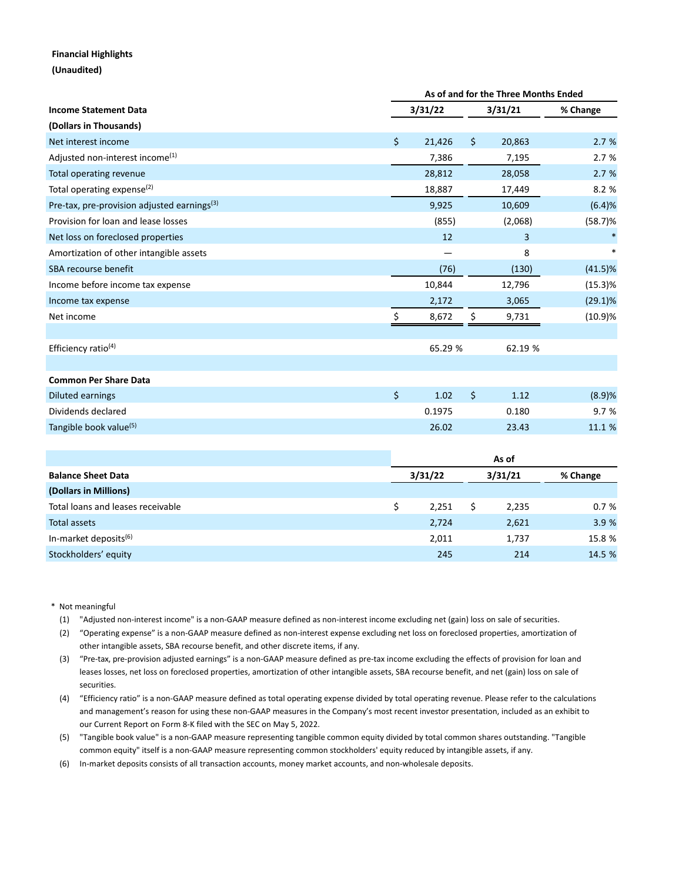**Financial Highlights**

**(Unaudited)**

| | As of and for the Three Months Ended | | |
|---|---|---|---|
| **Income Statement Data** | **3/31/22** | **3/31/21** | **% Change** |
| **(Dollars in Thousands)** | | | |
| Net interest income | $ 21,426 | $ 20,863 | 2.7 % |
| Adjusted non-interest income[(1)] | 7,386 | 7,195 | 2.7 % |
| Total operating revenue | 28,812 | 28,058 | 2.7 % |
| Total operating expense[(2)] | 18,887 | 17,449 | 8.2 % |
| Pre-tax, pre-provision adjusted earnings[(3)] | 9,925 | 10,609 | (6.4)% |
| Provision for loan and lease losses | (855) | (2,068) | (58.7)% |
| Net loss on foreclosed properties | 12 | 3 | * |
| Amortization of other intangible assets | — | 8 | * |
| SBA recourse benefit | (76) | (130) | (41.5)% |
| Income before income tax expense | 10,844 | 12,796 | (15.3)% |
| Income tax expense | 2,172 | 3,065 | (29.1)% |
| Net income | $ 8,672 | $ 9,731 | (10.9)% |
| | | | |
| Efficiency ratio[(4)] | 65.29 % | 62.19 % | |
| | | | |
| **Common Per Share Data** | | | |
| Diluted earnings | $ 1.02 | $ 1.12 | (8.9)% |
| Dividends declared | 0.1975 | 0.180 | 9.7 % |
| Tangible book value[(5)] | 26.02 | 23.43 | 11.1 % |

| | As of | | |
|---|---|---|---|
| **Balance Sheet Data** | **3/31/22** | **3/31/21** | **% Change** |
| **(Dollars in Millions)** | | | |
| Total loans and leases receivable | $ 2,251 | $ 2,235 | 0.7 % |
| Total assets | 2,724 | 2,621 | 3.9 % |
| In-market deposits[(6)] | 2,011 | 1,737 | 15.8 % |
| Stockholders' equity | 245 | 214 | 14.5 % |

\* Not meaningful

(1) "Adjusted non-interest income" is a non-GAAP measure defined as non-interest income excluding net (gain) loss on sale of securities.

(2) "Operating expense" is a non-GAAP measure defined as non-interest expense excluding net loss on foreclosed properties, amortization of other intangible assets, SBA recourse benefit, and other discrete items, if any.

(3) "Pre-tax, pre-provision adjusted earnings" is a non-GAAP measure defined as pre-tax income excluding the effects of provision for loan and leases losses, net loss on foreclosed properties, amortization of other intangible assets, SBA recourse benefit, and net (gain) loss on sale of securities.

(4) "Efficiency ratio" is a non-GAAP measure defined as total operating expense divided by total operating revenue. Please refer to the calculations and management's reason for using these non-GAAP measures in the Company's most recent investor presentation, included as an exhibit to our Current Report on Form 8-K filed with the SEC on May 5, 2022.

(5) "Tangible book value" is a non-GAAP measure representing tangible common equity divided by total common shares outstanding. "Tangible common equity" itself is a non-GAAP measure representing common stockholders' equity reduced by intangible assets, if any.

(6) In-market deposits consists of all transaction accounts, money market accounts, and non-wholesale deposits.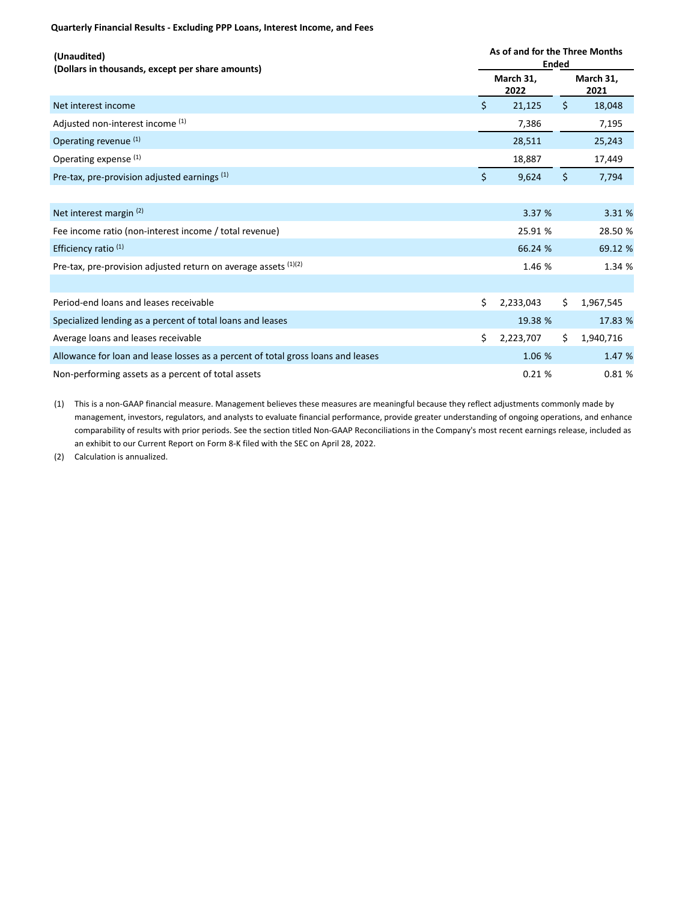**Quarterly Financial Results - Excluding PPP Loans, Interest Income, and Fees**

| (Unaudited)<br>(Dollars in thousands, except per share amounts) | As of and for the Three Months Ended | |
|---|---|---|
| | March 31, 2022 | March 31, 2021 |
| Net interest income | $ 21,125 | $ 18,048 |
| Adjusted non-interest income [(1)] | 7,386 | 7,195 |
| Operating revenue [(1)] | 28,511 | 25,243 |
| Operating expense [(1)] | 18,887 | 17,449 |
| Pre-tax, pre-provision adjusted earnings [(1)] | $ 9,624 | $ 7,794 |
| | | |
| Net interest margin [(2)] | 3.37 % | 3.31 % |
| Fee income ratio (non-interest income / total revenue) | 25.91 % | 28.50 % |
| Efficiency ratio [(1)] | 66.24 % | 69.12 % |
| Pre-tax, pre-provision adjusted return on average assets [(1)(2)] | 1.46 % | 1.34 % |
| | | |
| Period-end loans and leases receivable | $ 2,233,043 | $ 1,967,545 |
| Specialized lending as a percent of total loans and leases | 19.38 % | 17.83 % |
| Average loans and leases receivable | $ 2,223,707 | $ 1,940,716 |
| Allowance for loan and lease losses as a percent of total gross loans and leases | 1.06 % | 1.47 % |
| Non-performing assets as a percent of total assets | 0.21 % | 0.81 % |

(1) This is a non-GAAP financial measure. Management believes these measures are meaningful because they reflect adjustments commonly made by management, investors, regulators, and analysts to evaluate financial performance, provide greater understanding of ongoing operations, and enhance comparability of results with prior periods. See the section titled Non-GAAP Reconciliations in the Company's most recent earnings release, included as an exhibit to our Current Report on Form 8-K filed with the SEC on April 28, 2022.

(2) Calculation is annualized.